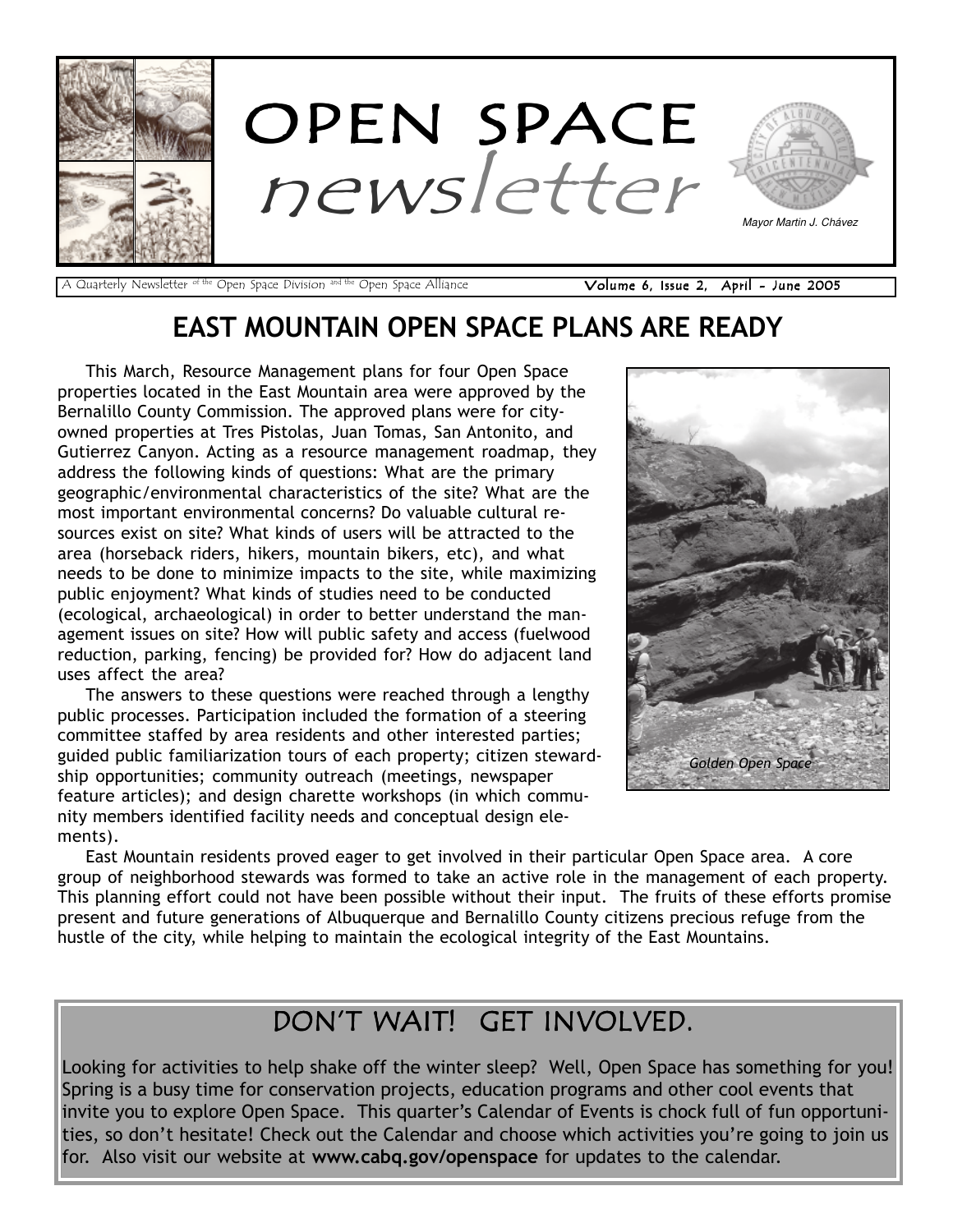# OPEN SPACE newsletter

Mayor Martin J. Chávez

A Quarterly Newsletter of the Open Space Division and the Open Space Alliance

Volume 6, Issue 2, April - June 2005

## EAST MOUNTAIN OPEN SPACE PLANS ARE READY

This March, Resource Management plans for four Open Space properties located in the East Mountain area were approved by the Bernalillo County Commission. The approved plans were for city-owned properties at Tres Pistolas, Juan Tomas, San Antonito, and Gutierrez Canyon. Acting as a resource management roadmap, they address the following kinds of questions: What are the primary geographic/environmental characteristics of the site? What are the most important environmental concerns? Do valuable cultural resources exist on site? What kinds of users will be attracted to the area (horseback riders, hikers, mountain bikers, etc), and what needs to be done to minimize impacts to the site, while maximizing public enjoyment? What kinds of studies need to be conducted (ecological, archaeological) in order to better understand the management issues on site? How will public safety and access (fuelwood reduction, parking, fencing) be provided for? How do adjacent land uses affect the area?

The answers to these questions were reached through a lengthy public processes. Participation included the formation of a steering committee staffed by area residents and other interested parties; guided public familiarization tours of each property; citizen stewardship opportunities; community outreach (meetings, newspaper feature articles); and design charette workshops (in which community members identified facility needs and conceptual design elements).

*Golden Open Space*

East Mountain residents proved eager to get involved in their particular Open Space area. A core group of neighborhood stewards was formed to take an active role in the management of each property. This planning effort could not have been possible without their input. The fruits of these efforts promise present and future generations of Albuquerque and Bernalillo County citizens precious refuge from the hustle of the city, while helping to maintain the ecological integrity of the East Mountains.

## DON'T WAIT! GET INVOLVED.

Looking for activities to help shake off the winter sleep? Well, Open Space has something for you! Spring is a busy time for conservation projects, education programs and other cool events that invite you to explore Open Space. This quarter's Calendar of Events is chock full of fun opportunities, so don't hesitate! Check out the Calendar and choose which activities you're going to join us for. Also visit our website at **www.cabq.gov/openspace** for updates to the calendar.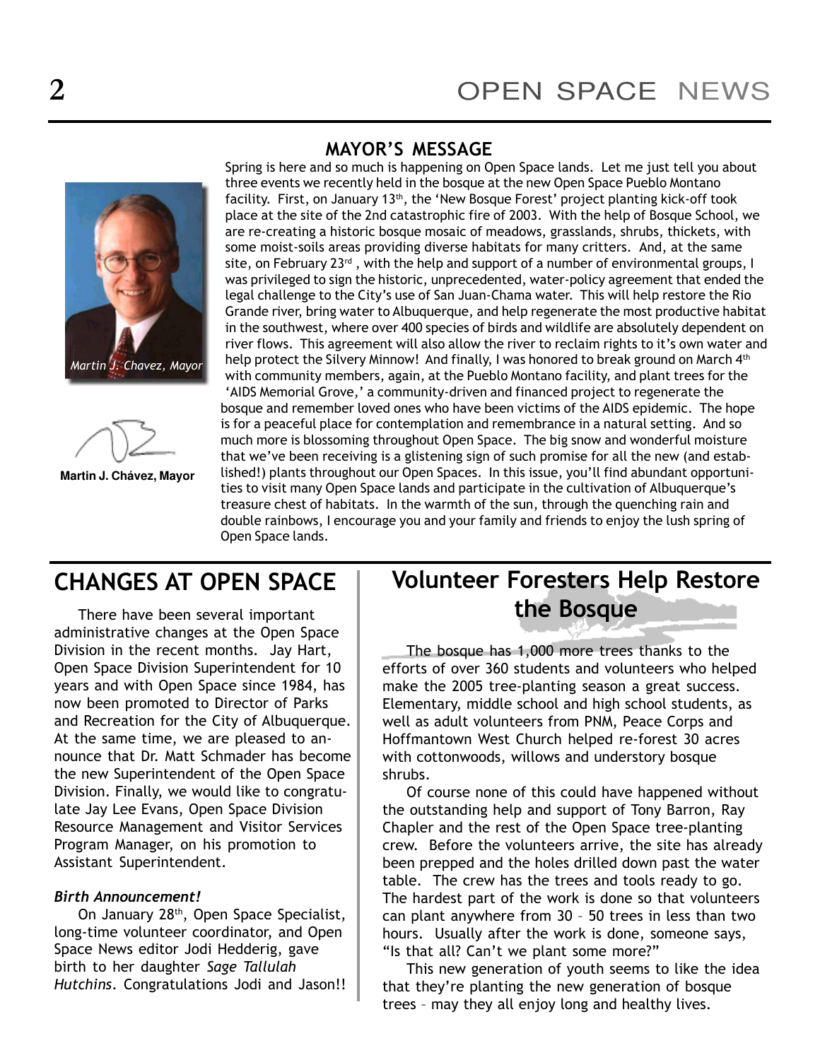## MAYOR'S MESSAGE

*Martin J. Chavez, Mayor*

**Martin J. Chávez, Mayor**

Spring is here and so much is happening on Open Space lands. Let me just tell you about three events we recently held in the bosque at the new Open Space Pueblo Montano facility. First, on January 13th, the 'New Bosque Forest' project planting kick-off took place at the site of the 2nd catastrophic fire of 2003. With the help of Bosque School, we are re-creating a historic bosque mosaic of meadows, grasslands, shrubs, thickets, with some moist-soils areas providing diverse habitats for many critters. And, at the same site, on February 23rd, with the help and support of a number of environmental groups, I was privileged to sign the historic, unprecedented, water-policy agreement that ended the legal challenge to the City's use of San Juan-Chama water. This will help restore the Rio Grande river, bring water to Albuquerque, and help regenerate the most productive habitat in the southwest, where over 400 species of birds and wildlife are absolutely dependent on river flows. This agreement will also allow the river to reclaim rights to it's own water and help protect the Silvery Minnow! And finally, I was honored to break ground on March 4th with community members, again, at the Pueblo Montano facility, and plant trees for the 'AIDS Memorial Grove,' a community-driven and financed project to regenerate the bosque and remember loved ones who have been victims of the AIDS epidemic. The hope is for a peaceful place for contemplation and remembrance in a natural setting. And so much more is blossoming throughout Open Space. The big snow and wonderful moisture that we've been receiving is a glistening sign of such promise for all the new (and established!) plants throughout our Open Spaces. In this issue, you'll find abundant opportunities to visit many Open Space lands and participate in the cultivation of Albuquerque's treasure chest of habitats. In the warmth of the sun, through the quenching rain and double rainbows, I encourage you and your family and friends to enjoy the lush spring of Open Space lands.

## CHANGES AT OPEN SPACE

There have been several important administrative changes at the Open Space Division in the recent months. Jay Hart, Open Space Division Superintendent for 10 years and with Open Space since 1984, has now been promoted to Director of Parks and Recreation for the City of Albuquerque. At the same time, we are pleased to announce that Dr. Matt Schmader has become the new Superintendent of the Open Space Division. Finally, we would like to congratulate Jay Lee Evans, Open Space Division Resource Management and Visitor Services Program Manager, on his promotion to Assistant Superintendent.

***Birth Announcement!***

On January 28th, Open Space Specialist, long-time volunteer coordinator, and Open Space News editor Jodi Hedderig, gave birth to her daughter *Sage Tallulah Hutchins*. Congratulations Jodi and Jason!!

## Volunteer Foresters Help Restore the Bosque

The bosque has 1,000 more trees thanks to the efforts of over 360 students and volunteers who helped make the 2005 tree-planting season a great success. Elementary, middle school and high school students, as well as adult volunteers from PNM, Peace Corps and Hoffmantown West Church helped re-forest 30 acres with cottonwoods, willows and understory bosque shrubs.

Of course none of this could have happened without the outstanding help and support of Tony Barron, Ray Chapler and the rest of the Open Space tree-planting crew. Before the volunteers arrive, the site has already been prepped and the holes drilled down past the water table. The crew has the trees and tools ready to go. The hardest part of the work is done so that volunteers can plant anywhere from 30 – 50 trees in less than two hours. Usually after the work is done, someone says, "Is that all? Can't we plant some more?"

This new generation of youth seems to like the idea that they're planting the new generation of bosque trees – may they all enjoy long and healthy lives.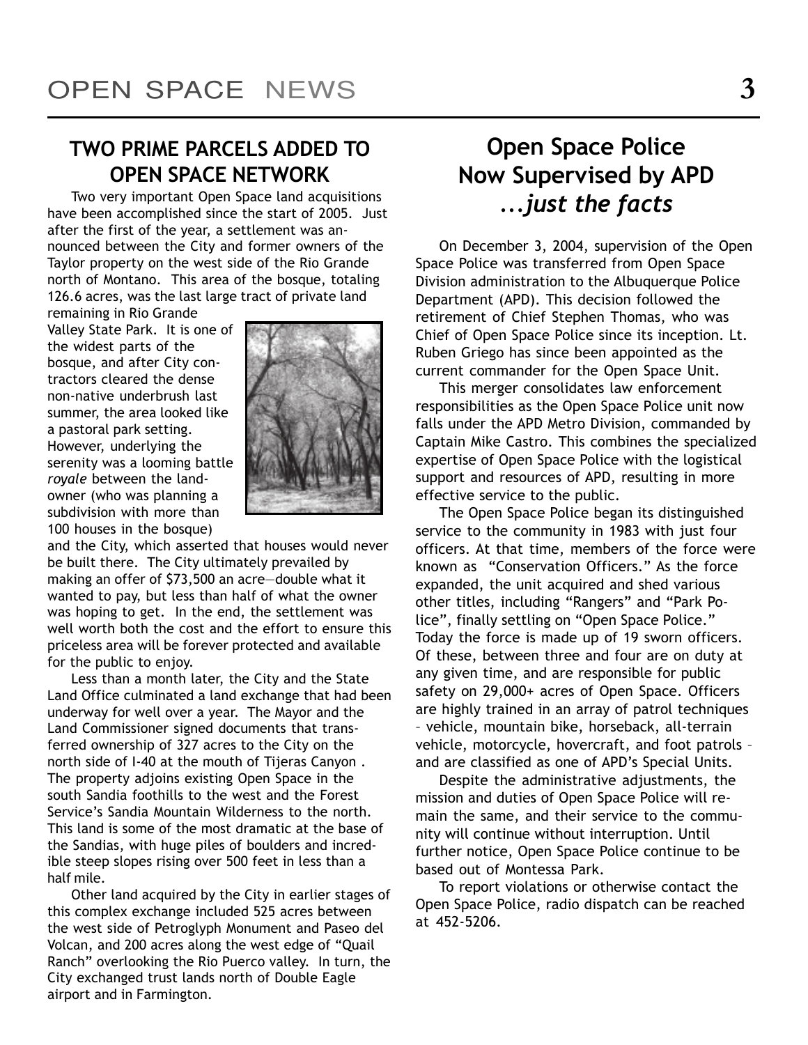## TWO PRIME PARCELS ADDED TO OPEN SPACE NETWORK

Two very important Open Space land acquisitions have been accomplished since the start of 2005. Just after the first of the year, a settlement was announced between the City and former owners of the Taylor property on the west side of the Rio Grande north of Montano. This area of the bosque, totaling 126.6 acres, was the last large tract of private land remaining in Rio Grande Valley State Park. It is one of the widest parts of the bosque, and after City contractors cleared the dense non-native underbrush last summer, the area looked like a pastoral park setting. However, underlying the serenity was a looming battle *royale* between the landowner (who was planning a subdivision with more than 100 houses in the bosque) and the City, which asserted that houses would never be built there. The City ultimately prevailed by making an offer of $73,500 an acre—double what it wanted to pay, but less than half of what the owner was hoping to get. In the end, the settlement was well worth both the cost and the effort to ensure this priceless area will be forever protected and available for the public to enjoy.

Less than a month later, the City and the State Land Office culminated a land exchange that had been underway for well over a year. The Mayor and the Land Commissioner signed documents that transferred ownership of 327 acres to the City on the north side of I-40 at the mouth of Tijeras Canyon . The property adjoins existing Open Space in the south Sandia foothills to the west and the Forest Service's Sandia Mountain Wilderness to the north. This land is some of the most dramatic at the base of the Sandias, with huge piles of boulders and incredible steep slopes rising over 500 feet in less than a half mile.

Other land acquired by the City in earlier stages of this complex exchange included 525 acres between the west side of Petroglyph Monument and Paseo del Volcan, and 200 acres along the west edge of "Quail Ranch" overlooking the Rio Puerco valley. In turn, the City exchanged trust lands north of Double Eagle airport and in Farmington.

## Open Space Police Now Supervised by APD *...just the facts*

On December 3, 2004, supervision of the Open Space Police was transferred from Open Space Division administration to the Albuquerque Police Department (APD). This decision followed the retirement of Chief Stephen Thomas, who was Chief of Open Space Police since its inception. Lt. Ruben Griego has since been appointed as the current commander for the Open Space Unit.

This merger consolidates law enforcement responsibilities as the Open Space Police unit now falls under the APD Metro Division, commanded by Captain Mike Castro. This combines the specialized expertise of Open Space Police with the logistical support and resources of APD, resulting in more effective service to the public.

The Open Space Police began its distinguished service to the community in 1983 with just four officers. At that time, members of the force were known as "Conservation Officers." As the force expanded, the unit acquired and shed various other titles, including "Rangers" and "Park Police", finally settling on "Open Space Police." Today the force is made up of 19 sworn officers. Of these, between three and four are on duty at any given time, and are responsible for public safety on 29,000+ acres of Open Space. Officers are highly trained in an array of patrol techniques – vehicle, mountain bike, horseback, all-terrain vehicle, motorcycle, hovercraft, and foot patrols – and are classified as one of APD's Special Units.

Despite the administrative adjustments, the mission and duties of Open Space Police will remain the same, and their service to the community will continue without interruption. Until further notice, Open Space Police continue to be based out of Montessa Park.

To report violations or otherwise contact the Open Space Police, radio dispatch can be reached at 452-5206.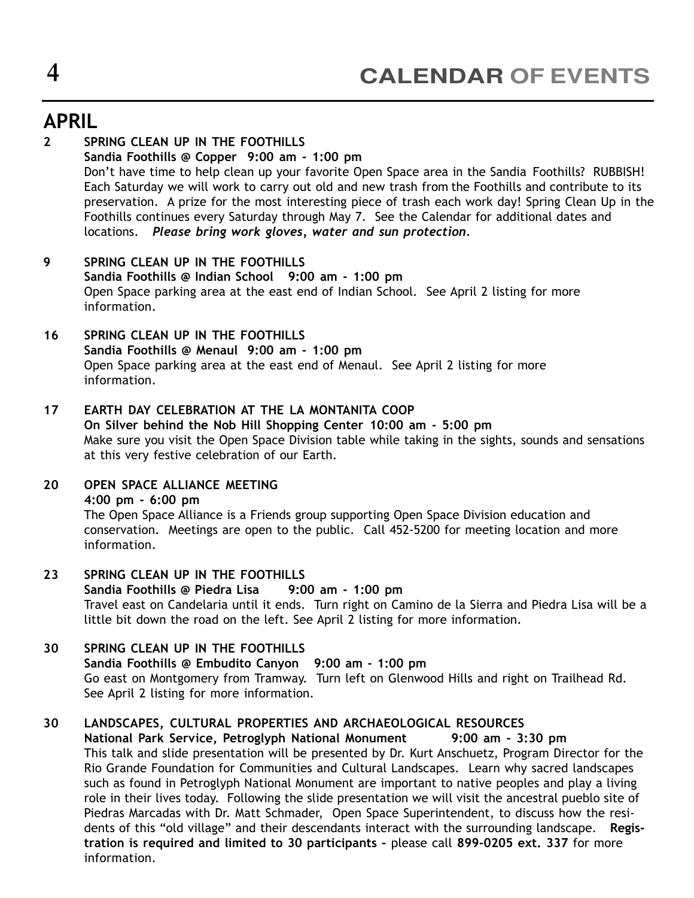# CALENDAR OF EVENTS

## APRIL

**2 SPRING CLEAN UP IN THE FOOTHILLS**
**Sandia Foothills @ Copper 9:00 am - 1:00 pm**
Don't have time to help clean up your favorite Open Space area in the Sandia Foothills? RUBBISH! Each Saturday we will work to carry out old and new trash from the Foothills and contribute to its preservation. A prize for the most interesting piece of trash each work day! Spring Clean Up in the Foothills continues every Saturday through May 7. See the Calendar for additional dates and locations. ***Please bring work gloves, water and sun protection.***

**9 SPRING CLEAN UP IN THE FOOTHILLS**
**Sandia Foothills @ Indian School 9:00 am - 1:00 pm**
Open Space parking area at the east end of Indian School. See April 2 listing for more information.

**16 SPRING CLEAN UP IN THE FOOTHILLS**
**Sandia Foothills @ Menaul 9:00 am - 1:00 pm**
Open Space parking area at the east end of Menaul. See April 2 listing for more information.

**17 EARTH DAY CELEBRATION AT THE LA MONTANITA COOP**
**On Silver behind the Nob Hill Shopping Center 10:00 am - 5:00 pm**
Make sure you visit the Open Space Division table while taking in the sights, sounds and sensations at this very festive celebration of our Earth.

**20 OPEN SPACE ALLIANCE MEETING**
**4:00 pm - 6:00 pm**
The Open Space Alliance is a Friends group supporting Open Space Division education and conservation. Meetings are open to the public. Call 452-5200 for meeting location and more information.

**23 SPRING CLEAN UP IN THE FOOTHILLS**
**Sandia Foothills @ Piedra Lisa 9:00 am - 1:00 pm**
Travel east on Candelaria until it ends. Turn right on Camino de la Sierra and Piedra Lisa will be a little bit down the road on the left. See April 2 listing for more information.

**30 SPRING CLEAN UP IN THE FOOTHILLS**
**Sandia Foothills @ Embudito Canyon 9:00 am - 1:00 pm**
Go east on Montgomery from Tramway. Turn left on Glenwood Hills and right on Trailhead Rd. See April 2 listing for more information.

**30 LANDSCAPES, CULTURAL PROPERTIES AND ARCHAEOLOGICAL RESOURCES**
**National Park Service, Petroglyph National Monument 9:00 am - 3:30 pm**
This talk and slide presentation will be presented by Dr. Kurt Anschuetz, Program Director for the Rio Grande Foundation for Communities and Cultural Landscapes. Learn why sacred landscapes such as found in Petroglyph National Monument are important to native peoples and play a living role in their lives today. Following the slide presentation we will visit the ancestral pueblo site of Piedras Marcadas with Dr. Matt Schmader, Open Space Superintendent, to discuss how the residents of this "old village" and their descendants interact with the surrounding landscape. **Registration is required and limited to 30 participants -** please call **899-0205 ext. 337** for more information.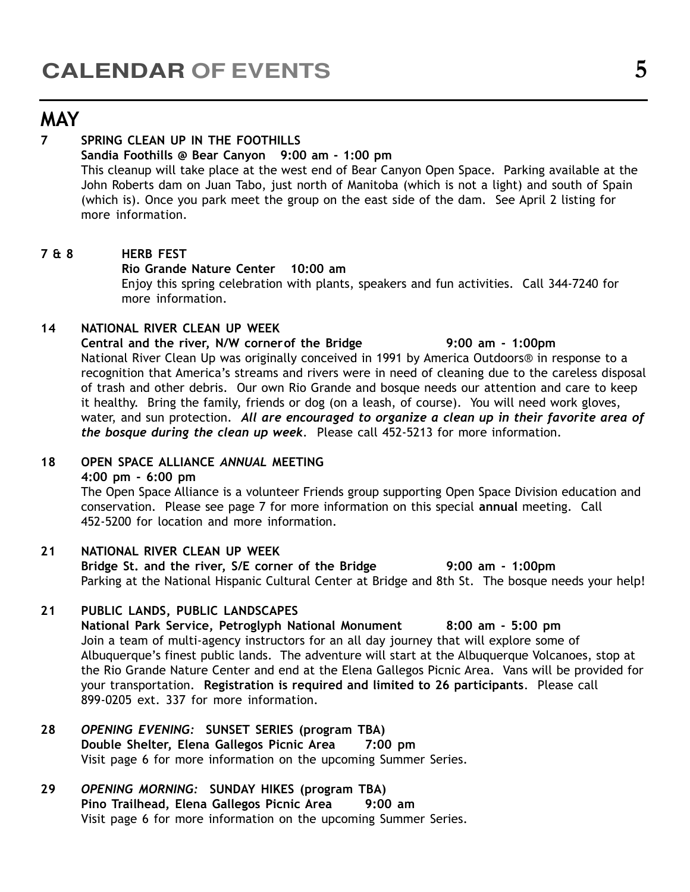# CALENDAR OF EVENTS

## MAY

**7 SPRING CLEAN UP IN THE FOOTHILLS**

**Sandia Foothills @ Bear Canyon 9:00 am - 1:00 pm**

This cleanup will take place at the west end of Bear Canyon Open Space. Parking available at the John Roberts dam on Juan Tabo, just north of Manitoba (which is not a light) and south of Spain (which is). Once you park meet the group on the east side of the dam. See April 2 listing for more information.

**7 & 8 HERB FEST**

**Rio Grande Nature Center 10:00 am**

Enjoy this spring celebration with plants, speakers and fun activities. Call 344-7240 for more information.

**14 NATIONAL RIVER CLEAN UP WEEK**

**Central and the river, N/W corner of the Bridge 9:00 am - 1:00pm**

National River Clean Up was originally conceived in 1991 by America Outdoors® in response to a recognition that America's streams and rivers were in need of cleaning due to the careless disposal of trash and other debris. Our own Rio Grande and bosque needs our attention and care to keep it healthy. Bring the family, friends or dog (on a leash, of course). You will need work gloves, water, and sun protection. ***All are encouraged to organize a clean up in their favorite area of the bosque during the clean up week***. Please call 452-5213 for more information.

**18 OPEN SPACE ALLIANCE *ANNUAL* MEETING**

**4:00 pm - 6:00 pm**

The Open Space Alliance is a volunteer Friends group supporting Open Space Division education and conservation. Please see page 7 for more information on this special **annual** meeting. Call 452-5200 for location and more information.

**21 NATIONAL RIVER CLEAN UP WEEK**

**Bridge St. and the river, S/E corner of the Bridge 9:00 am - 1:00pm**

Parking at the National Hispanic Cultural Center at Bridge and 8th St. The bosque needs your help!

**21 PUBLIC LANDS, PUBLIC LANDSCAPES**

**National Park Service, Petroglyph National Monument 8:00 am - 5:00 pm**

Join a team of multi-agency instructors for an all day journey that will explore some of Albuquerque's finest public lands. The adventure will start at the Albuquerque Volcanoes, stop at the Rio Grande Nature Center and end at the Elena Gallegos Picnic Area. Vans will be provided for your transportation. **Registration is required and limited to 26 participants**. Please call 899-0205 ext. 337 for more information.

**28 *OPENING EVENING:* SUNSET SERIES (program TBA)**

**Double Shelter, Elena Gallegos Picnic Area 7:00 pm**

Visit page 6 for more information on the upcoming Summer Series.

**29 *OPENING MORNING:* SUNDAY HIKES (program TBA)**

**Pino Trailhead, Elena Gallegos Picnic Area 9:00 am**

Visit page 6 for more information on the upcoming Summer Series.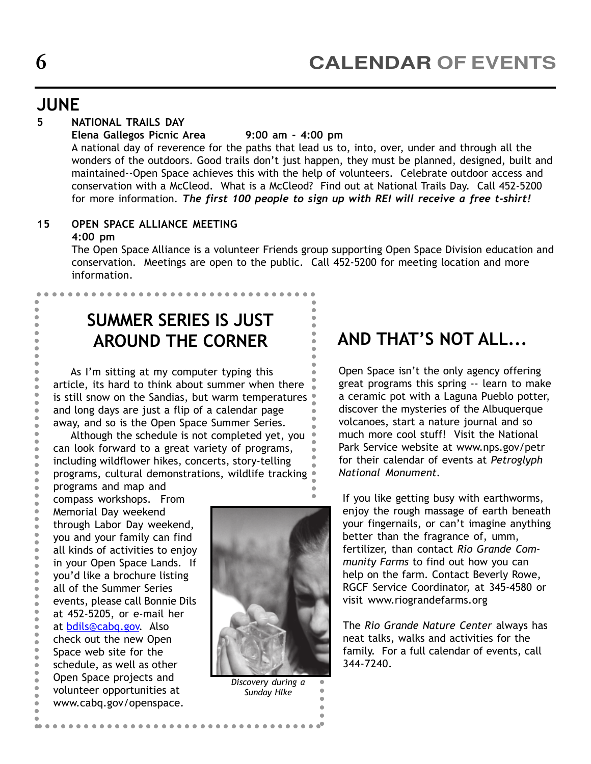# CALENDAR OF EVENTS

## JUNE

**5 NATIONAL TRAILS DAY**

**Elena Gallegos Picnic Area 9:00 am - 4:00 pm**

A national day of reverence for the paths that lead us to, into, over, under and through all the wonders of the outdoors. Good trails don't just happen, they must be planned, designed, built and maintained--Open Space achieves this with the help of volunteers. Celebrate outdoor access and conservation with a McCleod. What is a McCleod? Find out at National Trails Day. Call 452-5200 for more information. ***The first 100 people to sign up with REI will receive a free t-shirt!***

**15 OPEN SPACE ALLIANCE MEETING**

**4:00 pm**

The Open Space Alliance is a volunteer Friends group supporting Open Space Division education and conservation. Meetings are open to the public. Call 452-5200 for meeting location and more information.

## SUMMER SERIES IS JUST AROUND THE CORNER

As I'm sitting at my computer typing this article, its hard to think about summer when there is still snow on the Sandias, but warm temperatures and long days are just a flip of a calendar page away, and so is the Open Space Summer Series.

Although the schedule is not completed yet, you can look forward to a great variety of programs, including wildflower hikes, concerts, story-telling programs, cultural demonstrations, wildlife tracking programs and map and compass workshops. From Memorial Day weekend through Labor Day weekend, you and your family can find all kinds of activities to enjoy in your Open Space Lands. If you'd like a brochure listing all of the Summer Series events, please call Bonnie Dils at 452-5205, or e-mail her at bdils@cabq.gov. Also check out the new Open Space web site for the schedule, as well as other Open Space projects and volunteer opportunities at www.cabq.gov/openspace.

*Discovery during a Sunday HIke*

## AND THAT'S NOT ALL...

Open Space isn't the only agency offering great programs this spring -- learn to make a ceramic pot with a Laguna Pueblo potter, discover the mysteries of the Albuquerque volcanoes, start a nature journal and so much more cool stuff! Visit the National Park Service website at www.nps.gov/petr for their calendar of events at *Petroglyph National Monument*.

If you like getting busy with earthworms, enjoy the rough massage of earth beneath your fingernails, or can't imagine anything better than the fragrance of, umm, fertilizer, than contact *Rio Grande Community Farms* to find out how you can help on the farm. Contact Beverly Rowe, RGCF Service Coordinator, at 345-4580 or visit www.riograndefarms.org

The *Rio Grande Nature Center* always has neat talks, walks and activities for the family. For a full calendar of events, call 344-7240.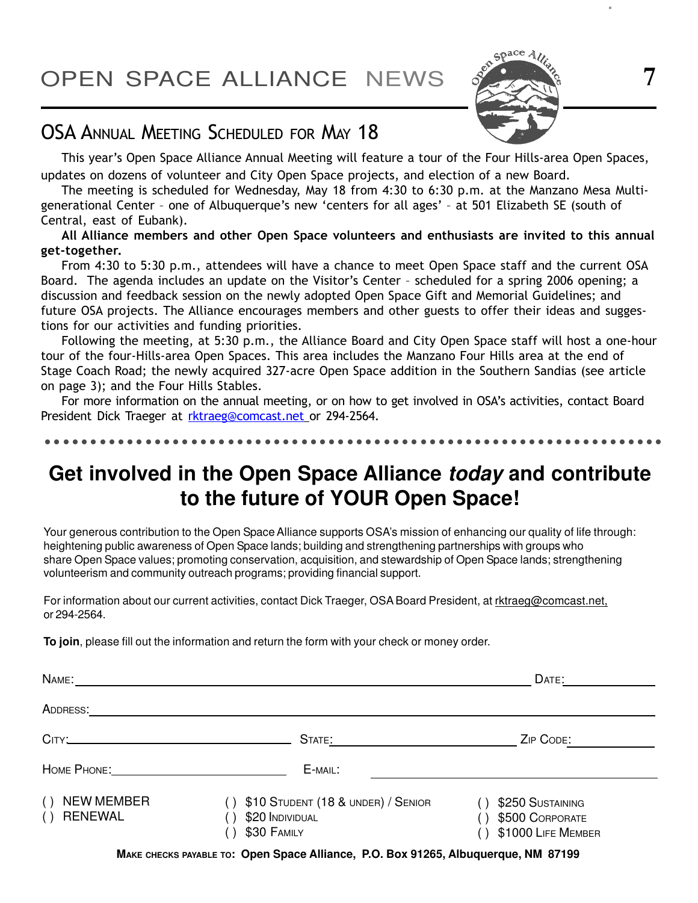## OSA Annual Meeting Scheduled for May 18

This year's Open Space Alliance Annual Meeting will feature a tour of the Four Hills-area Open Spaces, updates on dozens of volunteer and City Open Space projects, and election of a new Board.

The meeting is scheduled for Wednesday, May 18 from 4:30 to 6:30 p.m. at the Manzano Mesa Multi-generational Center – one of Albuquerque's new 'centers for all ages' – at 501 Elizabeth SE (south of Central, east of Eubank).

**All Alliance members and other Open Space volunteers and enthusiasts are invited to this annual get-together.**

From 4:30 to 5:30 p.m., attendees will have a chance to meet Open Space staff and the current OSA Board. The agenda includes an update on the Visitor's Center – scheduled for a spring 2006 opening; a discussion and feedback session on the newly adopted Open Space Gift and Memorial Guidelines; and future OSA projects. The Alliance encourages members and other guests to offer their ideas and suggestions for our activities and funding priorities.

Following the meeting, at 5:30 p.m., the Alliance Board and City Open Space staff will host a one-hour tour of the four-Hills-area Open Spaces. This area includes the Manzano Four Hills area at the end of Stage Coach Road; the newly acquired 327-acre Open Space addition in the Southern Sandias (see article on page 3); and the Four Hills Stables.

For more information on the annual meeting, or on how to get involved in OSA's activities, contact Board President Dick Traeger at rktraeg@comcast.net or 294-2564.

---

# Get involved in the Open Space Alliance *today* and contribute to the future of YOUR Open Space!

Your generous contribution to the Open Space Alliance supports OSA's mission of enhancing our quality of life through: heightening public awareness of Open Space lands; building and strengthening partnerships with groups who share Open Space values; promoting conservation, acquisition, and stewardship of Open Space lands; strengthening volunteerism and community outreach programs; providing financial support.

For information about our current activities, contact Dick Traeger, OSA Board President, at rktraeg@comcast.net, or 294-2564.

**To join**, please fill out the information and return the form with your check or money order.

Name: ______________________________ Date: __________

Address: ______________________________

City: __________ State: __________ Zip Code: __________

Home Phone: __________ E-mail: __________

( ) New Member
( ) Renewal

( ) $10 Student (18 & under) / Senior
( ) $20 Individual
( ) $30 Family

( ) $250 Sustaining
( ) $500 Corporate
( ) $1000 Life Member

**Make checks payable to: Open Space Alliance, P.O. Box 91265, Albuquerque, NM 87199**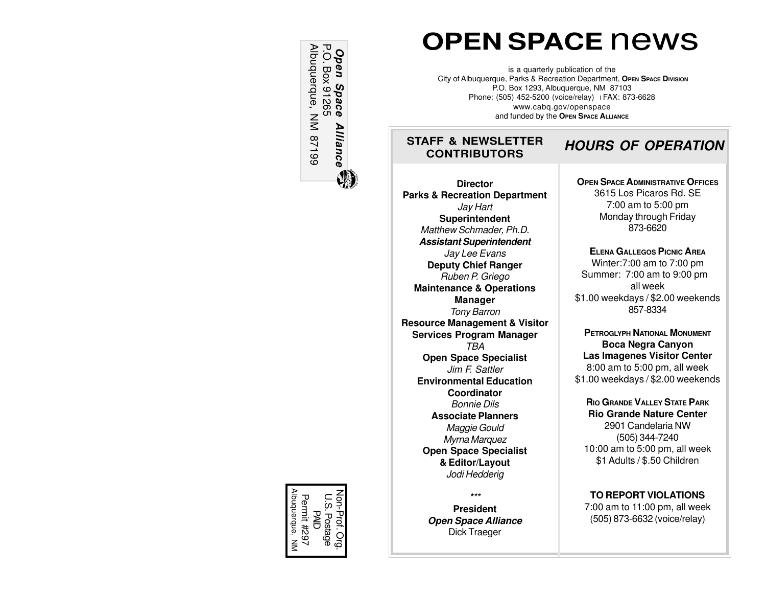*Open Space Alliance*
P.O. Box 91265
Albuquerque, NM 87199

Non-Prof. Org.
U.S. Postage
PAID
Permit #297
Albuquerque, NM

# OPEN SPACE news

is a quarterly publication of the
City of Albuquerque, Parks & Recreation Department, **Open Space Division**
P.O. Box 1293, Albuquerque, NM 87103
Phone: (505) 452-5200 (voice/relay) | FAX: 873-6628
www.cabq.gov/openspace
and funded by the **Open Space Alliance**

## STAFF & NEWSLETTER CONTRIBUTORS

**Director**
**Parks & Recreation Department**
*Jay Hart*

**Superintendent**
*Matthew Schmader, Ph.D.*

***Assistant Superintendent***
*Jay Lee Evans*

**Deputy Chief Ranger**
*Ruben P. Griego*

**Maintenance & Operations Manager**
*Tony Barron*

**Resource Management & Visitor Services Program Manager**
*TBA*

**Open Space Specialist**
*Jim F. Sattler*

**Environmental Education Coordinator**
*Bonnie Dils*

**Associate Planners**
*Maggie Gould*
*Myrna Marquez*

**Open Space Specialist & Editor/Layout**
*Jodi Hedderig*

\*\*\*

**President**
***Open Space Alliance***
Dick Traeger

## HOURS OF OPERATION

**Open Space Administrative Offices**
3615 Los Picaros Rd. SE
7:00 am to 5:00 pm
Monday through Friday
873-6620

**Elena Gallegos Picnic Area**
Winter:7:00 am to 7:00 pm
Summer: 7:00 am to 9:00 pm
all week
$1.00 weekdays / $2.00 weekends
857-8334

**Petroglyph National Monument**
**Boca Negra Canyon**
**Las Imagenes Visitor Center**
8:00 am to 5:00 pm, all week
$1.00 weekdays / $2.00 weekends

**Rio Grande Valley State Park**
**Rio Grande Nature Center**
2901 Candelaria NW
(505) 344-7240
10:00 am to 5:00 pm, all week
$1 Adults / $.50 Children

**TO REPORT VIOLATIONS**
7:00 am to 11:00 pm, all week
(505) 873-6632 (voice/relay)